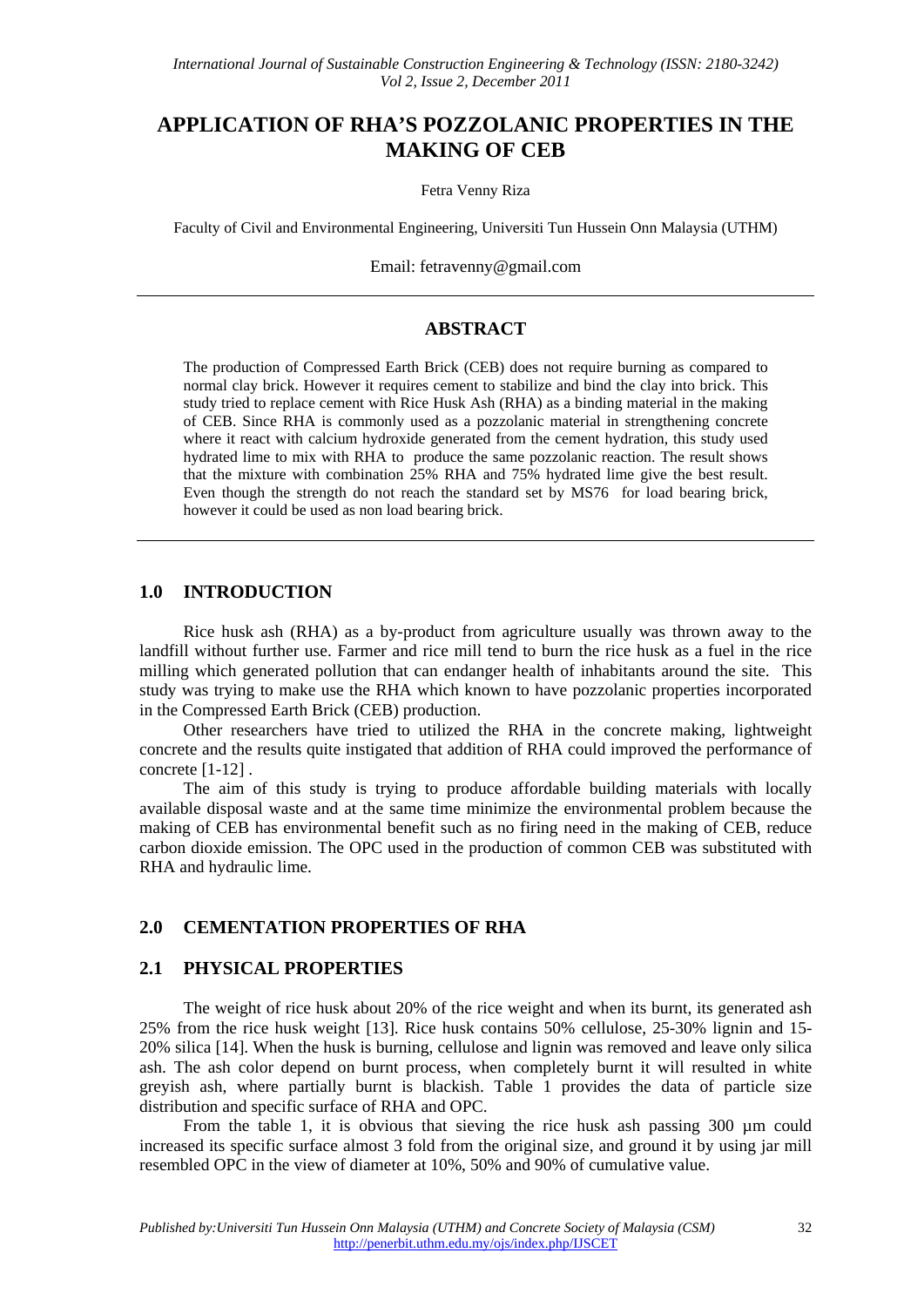# APPLICATION OF RHA'S POZZOLANIC PROPERTIES IN THE MAKING OF CEB

Fetra Venny Riza

Faculty of Civil and Environmental Engineering, Universiti Tun Hussein Onn Malaysia (UTHM)

Email: fetravenny@gmail.com

## ABSTRACT

The production of Compressed Earth Brick (CEB) does not require burning as compared to normal clay brick. However it requires cement to stabilize and bind the clay into brick. This study tried to replace cement with Rice Husk Ash (RHA) as a binding material in the making of CEB. Since RHA is commonly used as a pozzolanic material in strengthening concrete where it react with calcium hydroxide generated from the cement hydration, this study used hydrated lime to mix with RHA to produce the same pozzolanic reaction. The result shows that the mixture with combination 25% RHA and 75% hydrated lime give the best result. Even though the strength do not reach the standard set by MS76 for load bearing brick, however it could be used as non load bearing brick.

## 1.0 INTRODUCTION

Rice husk ash (RHA) as a by-product from agriculture usually was thrown away to the landfill without further use. Farmer and rice mill tend to burn the rice husk as a fuel in the rice milling which generated pollution that can endanger health of inhabitants around the site. This study was trying to make use the RHA which known to have pozzolanic properties incorporated in the Compressed Earth Brick (CEB) production.

Other researchers have tried to utilized the RHA in the concrete making, lightweight concrete and the results quite instigated that addition of RHA could improved the performance of concrete [1-12] .

The aim of this study is trying to produce affordable building materials with locally available disposal waste and at the same time minimize the environmental problem because the making of CEB has environmental benefit such as no firing need in the making of CEB, reduce carbon dioxide emission. The OPC used in the production of common CEB was substituted with RHA and hydraulic lime.

## 2.0 CEMENTATION PROPERTIES OF RHA

### 2.1 PHYSICAL PROPERTIES

The weight of rice husk about 20% of the rice weight and when its burnt, its generated ash 25% from the rice husk weight [13]. Rice husk contains 50% cellulose, 25-30% lignin and 15-20% silica [14]. When the husk is burning, cellulose and lignin was removed and leave only silica ash. The ash color depend on burnt process, when completely burnt it will resulted in white greyish ash, where partially burnt is blackish. Table 1 provides the data of particle size distribution and specific surface of RHA and OPC.

From the table 1, it is obvious that sieving the rice husk ash passing 300 µm could increased its specific surface almost 3 fold from the original size, and ground it by using jar mill resembled OPC in the view of diameter at 10%, 50% and 90% of cumulative value.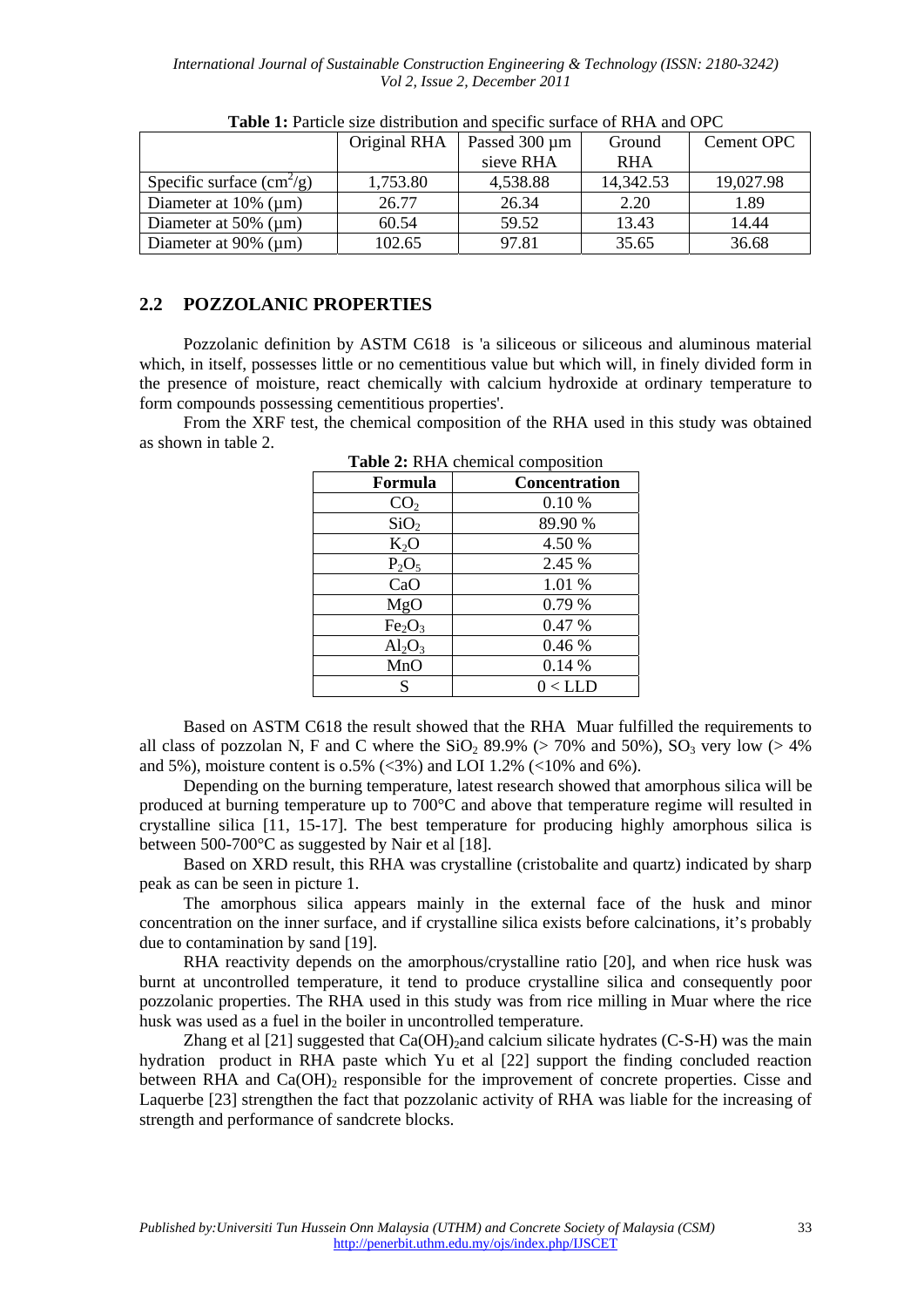**Table 1:** Particle size distribution and specific surface of RHA and OPC

| | Original RHA | Passed 300 µm sieve RHA | Ground RHA | Cement OPC |
|---|---|---|---|---|
| Specific surface ($cm^2/g$) | 1,753.80 | 4,538.88 | 14,342.53 | 19,027.98 |
| Diameter at 10% (µm) | 26.77 | 26.34 | 2.20 | 1.89 |
| Diameter at 50% (µm) | 60.54 | 59.52 | 13.43 | 14.44 |
| Diameter at 90% (µm) | 102.65 | 97.81 | 35.65 | 36.68 |

## 2.2 POZZOLANIC PROPERTIES

Pozzolanic definition by ASTM C618 is 'a siliceous or siliceous and aluminous material which, in itself, possesses little or no cementitious value but which will, in finely divided form in the presence of moisture, react chemically with calcium hydroxide at ordinary temperature to form compounds possessing cementitious properties'.

From the XRF test, the chemical composition of the RHA used in this study was obtained as shown in table 2.

**Table 2:** RHA chemical composition

| Formula | Concentration |
|---|---|
| $CO_2$ | 0.10 % |
| $SiO_2$ | 89.90 % |
| $K_2O$ | 4.50 % |
| $P_2O_5$ | 2.45 % |
| CaO | 1.01 % |
| MgO | 0.79 % |
| $Fe_2O_3$ | 0.47 % |
| $Al_2O_3$ | 0.46 % |
| MnO | 0.14 % |
| S | 0 < LLD |

Based on ASTM C618 the result showed that the RHA Muar fulfilled the requirements to all class of pozzolan N, F and C where the $SiO_2$ 89.9% (> 70% and 50%), $SO_3$ very low (> 4% and 5%), moisture content is o.5% (<3%) and LOI 1.2% (<10% and 6%).

Depending on the burning temperature, latest research showed that amorphous silica will be produced at burning temperature up to 700°C and above that temperature regime will resulted in crystalline silica [11, 15-17]. The best temperature for producing highly amorphous silica is between 500-700°C as suggested by Nair et al [18].

Based on XRD result, this RHA was crystalline (cristobalite and quartz) indicated by sharp peak as can be seen in picture 1.

The amorphous silica appears mainly in the external face of the husk and minor concentration on the inner surface, and if crystalline silica exists before calcinations, it's probably due to contamination by sand [19].

RHA reactivity depends on the amorphous/crystalline ratio [20], and when rice husk was burnt at uncontrolled temperature, it tend to produce crystalline silica and consequently poor pozzolanic properties. The RHA used in this study was from rice milling in Muar where the rice husk was used as a fuel in the boiler in uncontrolled temperature.

Zhang et al [21] suggested that $Ca(OH)_2$and calcium silicate hydrates (C-S-H) was the main hydration product in RHA paste which Yu et al [22] support the finding concluded reaction between RHA and $Ca(OH)_2$ responsible for the improvement of concrete properties. Cisse and Laquerbe [23] strengthen the fact that pozzolanic activity of RHA was liable for the increasing of strength and performance of sandcrete blocks.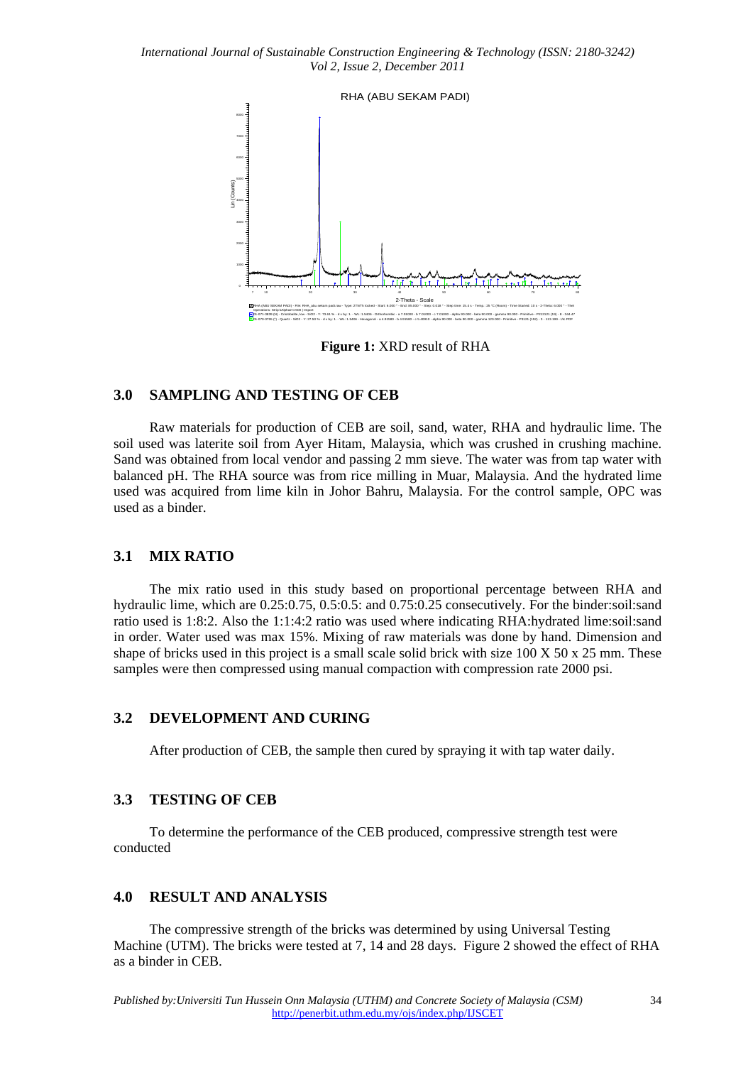**Figure 1:** XRD result of RHA

## 3.0 SAMPLING AND TESTING OF CEB

Raw materials for production of CEB are soil, sand, water, RHA and hydraulic lime. The soil used was laterite soil from Ayer Hitam, Malaysia, which was crushed in crushing machine. Sand was obtained from local vendor and passing 2 mm sieve. The water was from tap water with balanced pH. The RHA source was from rice milling in Muar, Malaysia. And the hydrated lime used was acquired from lime kiln in Johor Bahru, Malaysia. For the control sample, OPC was used as a binder.

## 3.1 MIX RATIO

The mix ratio used in this study based on proportional percentage between RHA and hydraulic lime, which are 0.25:0.75, 0.5:0.5: and 0.75:0.25 consecutively. For the binder:soil:sand ratio used is 1:8:2. Also the 1:1:4:2 ratio was used where indicating RHA:hydrated lime:soil:sand in order. Water used was max 15%. Mixing of raw materials was done by hand. Dimension and shape of bricks used in this project is a small scale solid brick with size 100 X 50 x 25 mm. These samples were then compressed using manual compaction with compression rate 2000 psi.

## 3.2 DEVELOPMENT AND CURING

After production of CEB, the sample then cured by spraying it with tap water daily.

## 3.3 TESTING OF CEB

To determine the performance of the CEB produced, compressive strength test were conducted

## 4.0 RESULT AND ANALYSIS

The compressive strength of the bricks was determined by using Universal Testing Machine (UTM). The bricks were tested at 7, 14 and 28 days. Figure 2 showed the effect of RHA as a binder in CEB.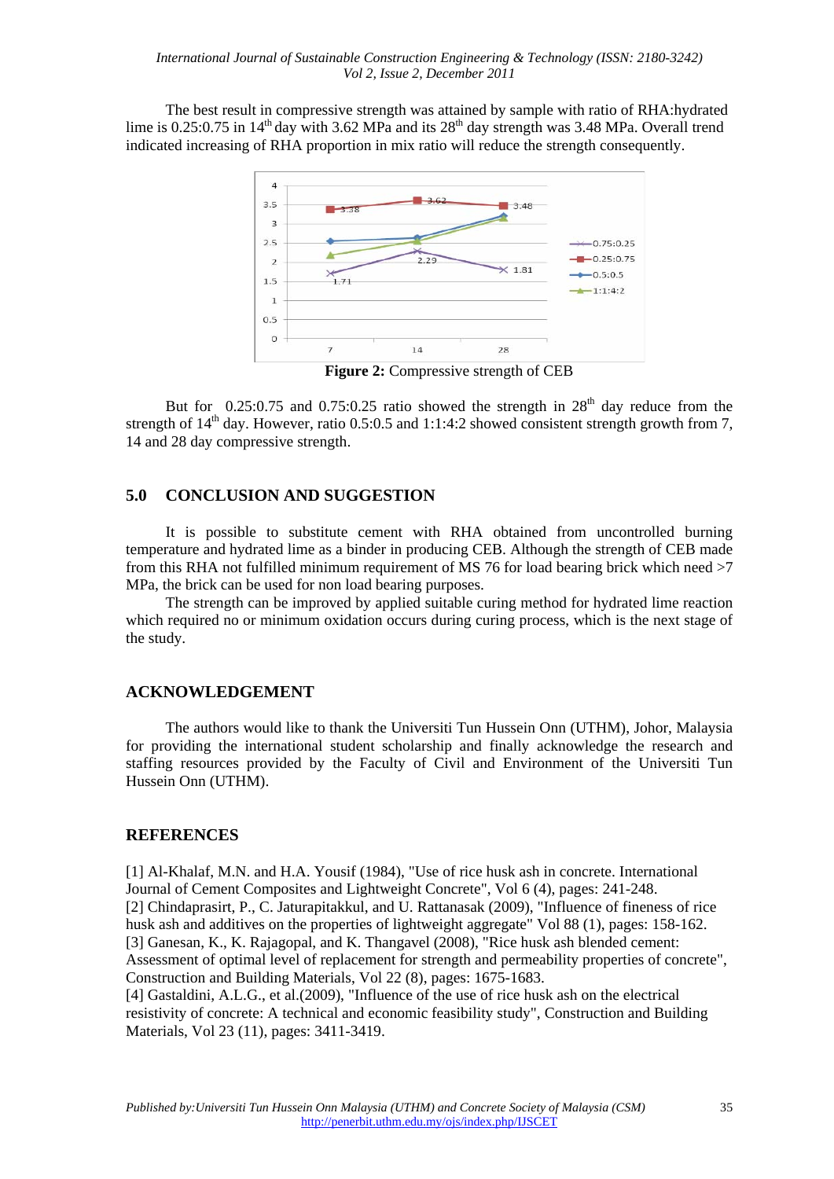The best result in compressive strength was attained by sample with ratio of RHA:hydrated lime is 0.25:0.75 in 14th day with 3.62 MPa and its 28th day strength was 3.48 MPa. Overall trend indicated increasing of RHA proportion in mix ratio will reduce the strength consequently.

**Figure 2:** Compressive strength of CEB

But for 0.25:0.75 and 0.75:0.25 ratio showed the strength in 28th day reduce from the strength of 14th day. However, ratio 0.5:0.5 and 1:1:4:2 showed consistent strength growth from 7, 14 and 28 day compressive strength.

## 5.0 CONCLUSION AND SUGGESTION

It is possible to substitute cement with RHA obtained from uncontrolled burning temperature and hydrated lime as a binder in producing CEB. Although the strength of CEB made from this RHA not fulfilled minimum requirement of MS 76 for load bearing brick which need >7 MPa, the brick can be used for non load bearing purposes.

The strength can be improved by applied suitable curing method for hydrated lime reaction which required no or minimum oxidation occurs during curing process, which is the next stage of the study.

## ACKNOWLEDGEMENT

The authors would like to thank the Universiti Tun Hussein Onn (UTHM), Johor, Malaysia for providing the international student scholarship and finally acknowledge the research and staffing resources provided by the Faculty of Civil and Environment of the Universiti Tun Hussein Onn (UTHM).

## REFERENCES

[1] Al-Khalaf, M.N. and H.A. Yousif (1984), "Use of rice husk ash in concrete. International Journal of Cement Composites and Lightweight Concrete", Vol 6 (4), pages: 241-248.

[2] Chindaprasirt, P., C. Jaturapitakkul, and U. Rattanasak (2009), "Influence of fineness of rice husk ash and additives on the properties of lightweight aggregate" Vol 88 (1), pages: 158-162.

[3] Ganesan, K., K. Rajagopal, and K. Thangavel (2008), "Rice husk ash blended cement: Assessment of optimal level of replacement for strength and permeability properties of concrete", Construction and Building Materials, Vol 22 (8), pages: 1675-1683.

[4] Gastaldini, A.L.G., et al.(2009), "Influence of the use of rice husk ash on the electrical resistivity of concrete: A technical and economic feasibility study", Construction and Building Materials, Vol 23 (11), pages: 3411-3419.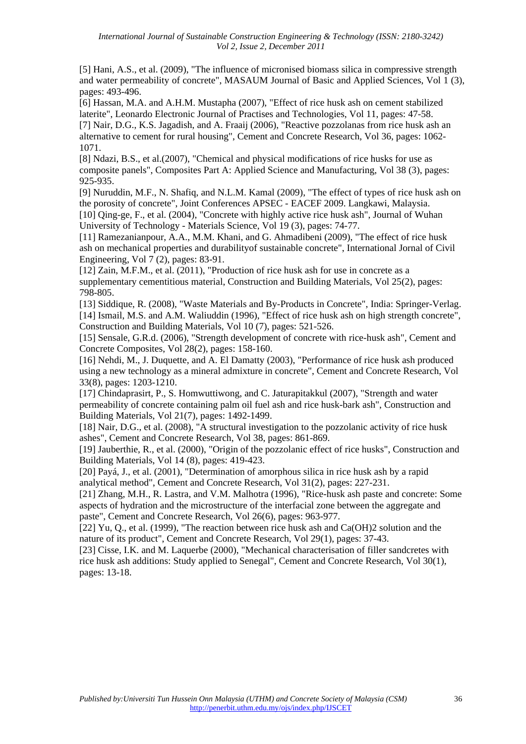[5] Hani, A.S., et al. (2009), "The influence of micronised biomass silica in compressive strength and water permeability of concrete", MASAUM Journal of Basic and Applied Sciences, Vol 1 (3), pages: 493-496.

[6] Hassan, M.A. and A.H.M. Mustapha (2007), "Effect of rice husk ash on cement stabilized laterite", Leonardo Electronic Journal of Practises and Technologies, Vol 11, pages: 47-58.

[7] Nair, D.G., K.S. Jagadish, and A. Fraaij (2006), "Reactive pozzolanas from rice husk ash an alternative to cement for rural housing", Cement and Concrete Research, Vol 36, pages: 1062-1071.

[8] Ndazi, B.S., et al.(2007), "Chemical and physical modifications of rice husks for use as composite panels", Composites Part A: Applied Science and Manufacturing, Vol 38 (3), pages: 925-935.

[9] Nuruddin, M.F., N. Shafiq, and N.L.M. Kamal (2009), "The effect of types of rice husk ash on the porosity of concrete", Joint Conferences APSEC - EACEF 2009. Langkawi, Malaysia.

[10] Qing-ge, F., et al. (2004), "Concrete with highly active rice husk ash", Journal of Wuhan University of Technology - Materials Science, Vol 19 (3), pages: 74-77.

[11] Ramezanianpour, A.A., M.M. Khani, and G. Ahmadibeni (2009), "The effect of rice husk ash on mechanical properties and durabilityof sustainable concrete", International Jornal of Civil Engineering, Vol 7 (2), pages: 83-91.

[12] Zain, M.F.M., et al. (2011), "Production of rice husk ash for use in concrete as a supplementary cementitious material, Construction and Building Materials, Vol 25(2), pages: 798-805.

[13] Siddique, R. (2008), "Waste Materials and By-Products in Concrete", India: Springer-Verlag.

[14] Ismail, M.S. and A.M. Waliuddin (1996), "Effect of rice husk ash on high strength concrete", Construction and Building Materials, Vol 10 (7), pages: 521-526.

[15] Sensale, G.R.d. (2006), "Strength development of concrete with rice-husk ash", Cement and Concrete Composites, Vol 28(2), pages: 158-160.

[16] Nehdi, M., J. Duquette, and A. El Damatty (2003), "Performance of rice husk ash produced using a new technology as a mineral admixture in concrete", Cement and Concrete Research, Vol 33(8), pages: 1203-1210.

[17] Chindaprasirt, P., S. Homwuttiwong, and C. Jaturapitakkul (2007), "Strength and water permeability of concrete containing palm oil fuel ash and rice husk-bark ash", Construction and Building Materials, Vol 21(7), pages: 1492-1499.

[18] Nair, D.G., et al. (2008), "A structural investigation to the pozzolanic activity of rice husk ashes", Cement and Concrete Research, Vol 38, pages: 861-869.

[19] Jauberthie, R., et al. (2000), "Origin of the pozzolanic effect of rice husks", Construction and Building Materials, Vol 14 (8), pages: 419-423.

[20] Payá, J., et al. (2001), "Determination of amorphous silica in rice husk ash by a rapid analytical method", Cement and Concrete Research, Vol 31(2), pages: 227-231.

[21] Zhang, M.H., R. Lastra, and V.M. Malhotra (1996), "Rice-husk ash paste and concrete: Some aspects of hydration and the microstructure of the interfacial zone between the aggregate and paste", Cement and Concrete Research, Vol 26(6), pages: 963-977.

[22] Yu, Q., et al. (1999), "The reaction between rice husk ash and $Ca(OH)_2$ solution and the nature of its product", Cement and Concrete Research, Vol 29(1), pages: 37-43.

[23] Cisse, I.K. and M. Laquerbe (2000), "Mechanical characterisation of filler sandcretes with rice husk ash additions: Study applied to Senegal", Cement and Concrete Research, Vol 30(1), pages: 13-18.